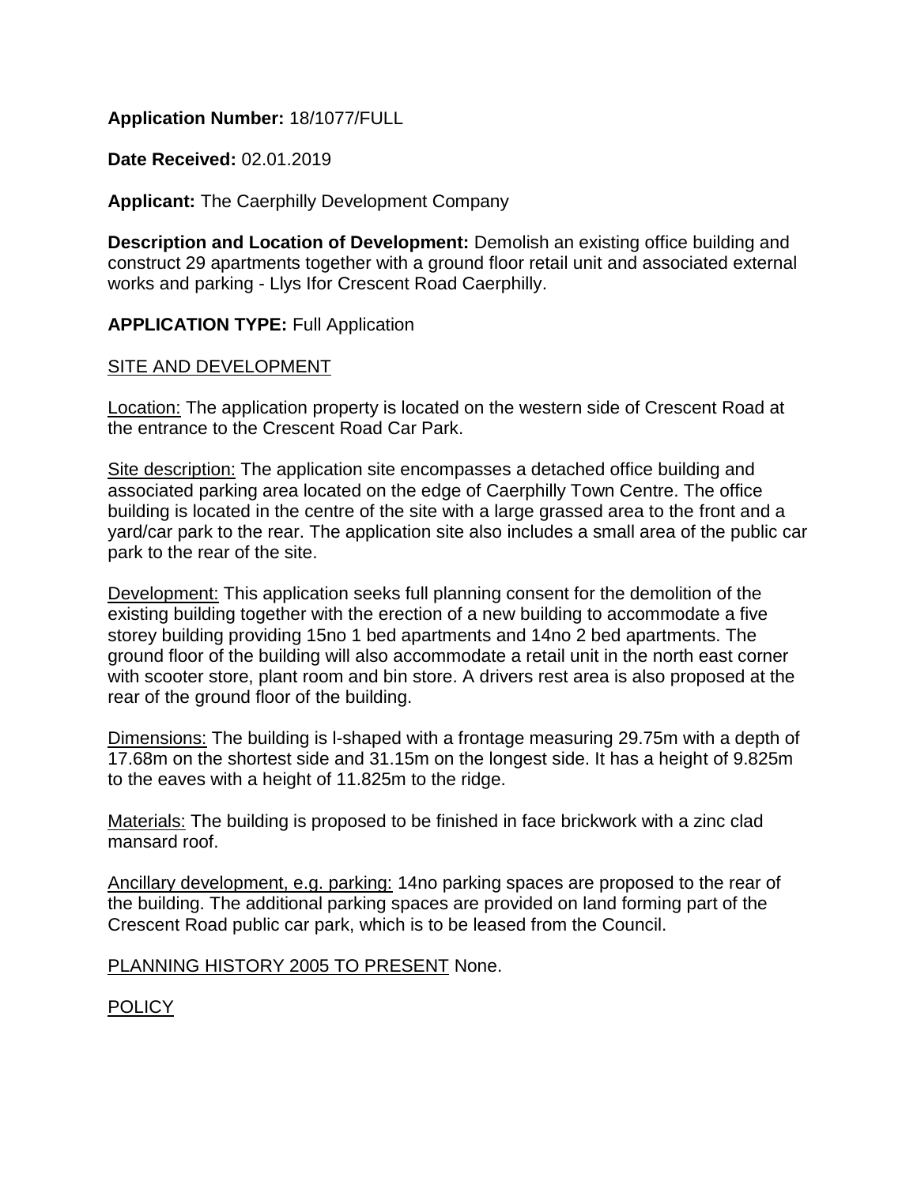**Application Number:** 18/1077/FULL

**Date Received:** 02.01.2019

**Applicant:** The Caerphilly Development Company

**Description and Location of Development:** Demolish an existing office building and construct 29 apartments together with a ground floor retail unit and associated external works and parking - Llys Ifor Crescent Road Caerphilly.

**APPLICATION TYPE:** Full Application

<u>SITE AND DEVELOPMENT</u>

<u>Location:</u> The application property is located on the western side of Crescent Road at the entrance to the Crescent Road Car Park.

<u>Site description:</u> The application site encompasses a detached office building and associated parking area located on the edge of Caerphilly Town Centre. The office building is located in the centre of the site with a large grassed area to the front and a yard/car park to the rear. The application site also includes a small area of the public car park to the rear of the site.

<u>Development:</u> This application seeks full planning consent for the demolition of the existing building together with the erection of a new building to accommodate a five storey building providing 15no 1 bed apartments and 14no 2 bed apartments. The ground floor of the building will also accommodate a retail unit in the north east corner with scooter store, plant room and bin store. A drivers rest area is also proposed at the rear of the ground floor of the building.

<u>Dimensions:</u> The building is l-shaped with a frontage measuring 29.75m with a depth of 17.68m on the shortest side and 31.15m on the longest side. It has a height of 9.825m to the eaves with a height of 11.825m to the ridge.

<u>Materials:</u> The building is proposed to be finished in face brickwork with a zinc clad mansard roof.

<u>Ancillary development, e.g. parking:</u> 14no parking spaces are proposed to the rear of the building. The additional parking spaces are provided on land forming part of the Crescent Road public car park, which is to be leased from the Council.

<u>PLANNING HISTORY 2005 TO PRESENT</u> None.

<u>POLICY</u>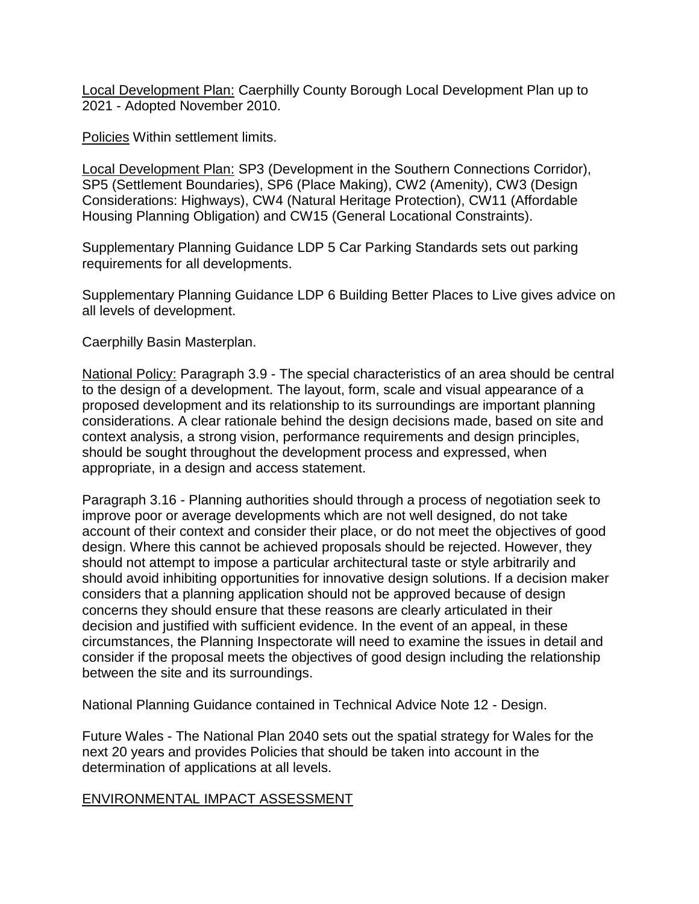<u>Local Development Plan:</u> Caerphilly County Borough Local Development Plan up to 2021 - Adopted November 2010.

<u>Policies</u> Within settlement limits.

<u>Local Development Plan:</u> SP3 (Development in the Southern Connections Corridor), SP5 (Settlement Boundaries), SP6 (Place Making), CW2 (Amenity), CW3 (Design Considerations: Highways), CW4 (Natural Heritage Protection), CW11 (Affordable Housing Planning Obligation) and CW15 (General Locational Constraints).

Supplementary Planning Guidance LDP 5 Car Parking Standards sets out parking requirements for all developments.

Supplementary Planning Guidance LDP 6 Building Better Places to Live gives advice on all levels of development.

Caerphilly Basin Masterplan.

<u>National Policy:</u> Paragraph 3.9 - The special characteristics of an area should be central to the design of a development. The layout, form, scale and visual appearance of a proposed development and its relationship to its surroundings are important planning considerations. A clear rationale behind the design decisions made, based on site and context analysis, a strong vision, performance requirements and design principles, should be sought throughout the development process and expressed, when appropriate, in a design and access statement.

Paragraph 3.16 - Planning authorities should through a process of negotiation seek to improve poor or average developments which are not well designed, do not take account of their context and consider their place, or do not meet the objectives of good design. Where this cannot be achieved proposals should be rejected. However, they should not attempt to impose a particular architectural taste or style arbitrarily and should avoid inhibiting opportunities for innovative design solutions. If a decision maker considers that a planning application should not be approved because of design concerns they should ensure that these reasons are clearly articulated in their decision and justified with sufficient evidence. In the event of an appeal, in these circumstances, the Planning Inspectorate will need to examine the issues in detail and consider if the proposal meets the objectives of good design including the relationship between the site and its surroundings.

National Planning Guidance contained in Technical Advice Note 12 - Design.

Future Wales - The National Plan 2040 sets out the spatial strategy for Wales for the next 20 years and provides Policies that should be taken into account in the determination of applications at all levels.

<u>ENVIRONMENTAL IMPACT ASSESSMENT</u>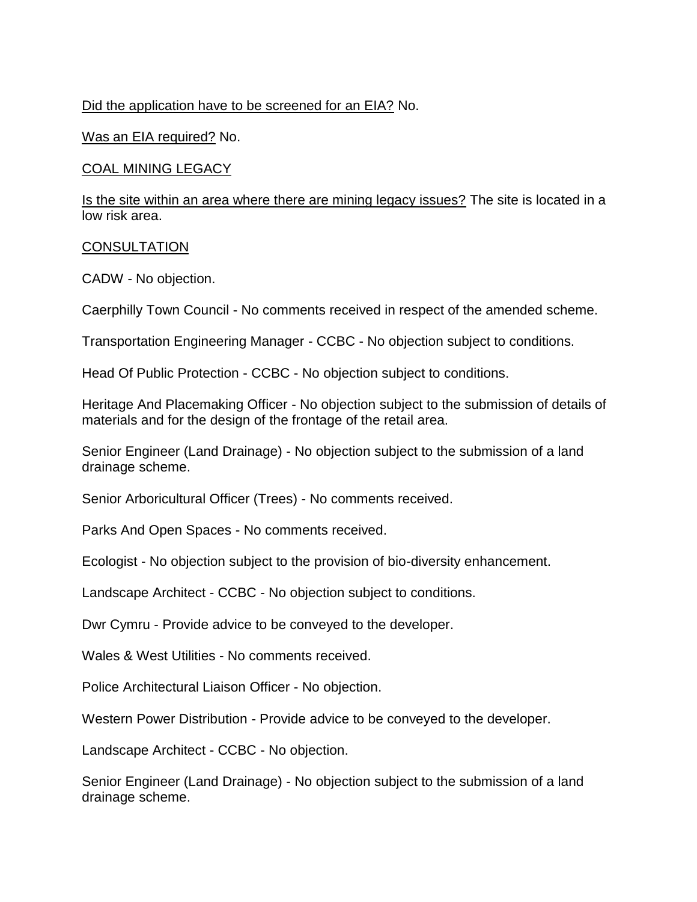<u>Did the application have to be screened for an EIA?</u> No.

<u>Was an EIA required?</u> No.

<u>COAL MINING LEGACY</u>

<u>Is the site within an area where there are mining legacy issues?</u> The site is located in a low risk area.

<u>CONSULTATION</u>

CADW - No objection.

Caerphilly Town Council - No comments received in respect of the amended scheme.

Transportation Engineering Manager - CCBC - No objection subject to conditions.

Head Of Public Protection - CCBC - No objection subject to conditions.

Heritage And Placemaking Officer - No objection subject to the submission of details of materials and for the design of the frontage of the retail area.

Senior Engineer (Land Drainage) - No objection subject to the submission of a land drainage scheme.

Senior Arboricultural Officer (Trees) - No comments received.

Parks And Open Spaces - No comments received.

Ecologist - No objection subject to the provision of bio-diversity enhancement.

Landscape Architect - CCBC - No objection subject to conditions.

Dwr Cymru - Provide advice to be conveyed to the developer.

Wales & West Utilities - No comments received.

Police Architectural Liaison Officer - No objection.

Western Power Distribution - Provide advice to be conveyed to the developer.

Landscape Architect - CCBC - No objection.

Senior Engineer (Land Drainage) - No objection subject to the submission of a land drainage scheme.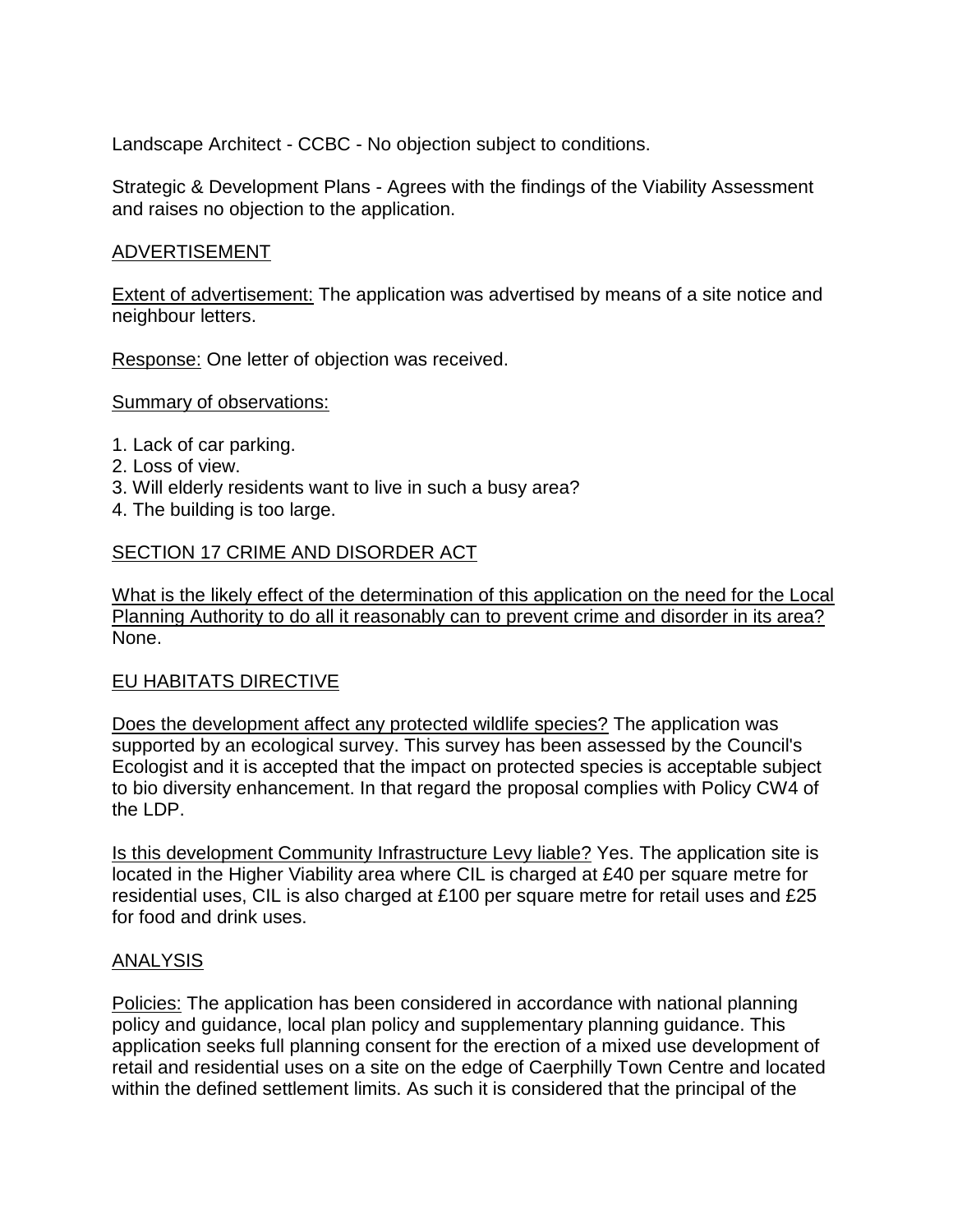Landscape Architect - CCBC - No objection subject to conditions.

Strategic & Development Plans - Agrees with the findings of the Viability Assessment and raises no objection to the application.

ADVERTISEMENT

Extent of advertisement: The application was advertised by means of a site notice and neighbour letters.

Response: One letter of objection was received.

Summary of observations:

1. Lack of car parking.
2. Loss of view.
3. Will elderly residents want to live in such a busy area?
4. The building is too large.

SECTION 17 CRIME AND DISORDER ACT

What is the likely effect of the determination of this application on the need for the Local Planning Authority to do all it reasonably can to prevent crime and disorder in its area? None.

EU HABITATS DIRECTIVE

Does the development affect any protected wildlife species? The application was supported by an ecological survey. This survey has been assessed by the Council's Ecologist and it is accepted that the impact on protected species is acceptable subject to bio diversity enhancement. In that regard the proposal complies with Policy CW4 of the LDP.

Is this development Community Infrastructure Levy liable? Yes. The application site is located in the Higher Viability area where CIL is charged at £40 per square metre for residential uses, CIL is also charged at £100 per square metre for retail uses and £25 for food and drink uses.

ANALYSIS

Policies: The application has been considered in accordance with national planning policy and guidance, local plan policy and supplementary planning guidance. This application seeks full planning consent for the erection of a mixed use development of retail and residential uses on a site on the edge of Caerphilly Town Centre and located within the defined settlement limits. As such it is considered that the principal of the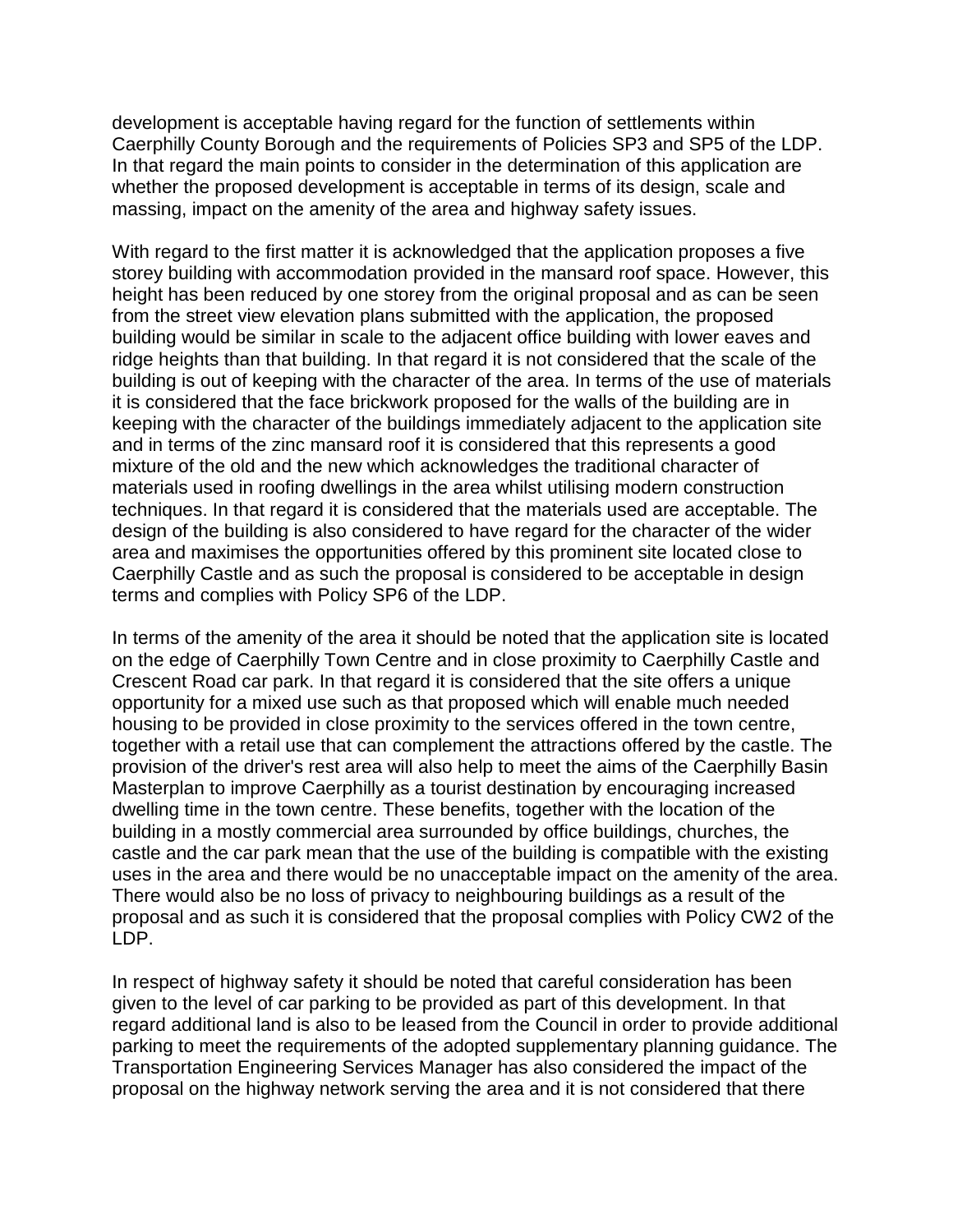development is acceptable having regard for the function of settlements within Caerphilly County Borough and the requirements of Policies SP3 and SP5 of the LDP. In that regard the main points to consider in the determination of this application are whether the proposed development is acceptable in terms of its design, scale and massing, impact on the amenity of the area and highway safety issues.

With regard to the first matter it is acknowledged that the application proposes a five storey building with accommodation provided in the mansard roof space. However, this height has been reduced by one storey from the original proposal and as can be seen from the street view elevation plans submitted with the application, the proposed building would be similar in scale to the adjacent office building with lower eaves and ridge heights than that building. In that regard it is not considered that the scale of the building is out of keeping with the character of the area. In terms of the use of materials it is considered that the face brickwork proposed for the walls of the building are in keeping with the character of the buildings immediately adjacent to the application site and in terms of the zinc mansard roof it is considered that this represents a good mixture of the old and the new which acknowledges the traditional character of materials used in roofing dwellings in the area whilst utilising modern construction techniques. In that regard it is considered that the materials used are acceptable. The design of the building is also considered to have regard for the character of the wider area and maximises the opportunities offered by this prominent site located close to Caerphilly Castle and as such the proposal is considered to be acceptable in design terms and complies with Policy SP6 of the LDP.

In terms of the amenity of the area it should be noted that the application site is located on the edge of Caerphilly Town Centre and in close proximity to Caerphilly Castle and Crescent Road car park. In that regard it is considered that the site offers a unique opportunity for a mixed use such as that proposed which will enable much needed housing to be provided in close proximity to the services offered in the town centre, together with a retail use that can complement the attractions offered by the castle. The provision of the driver's rest area will also help to meet the aims of the Caerphilly Basin Masterplan to improve Caerphilly as a tourist destination by encouraging increased dwelling time in the town centre. These benefits, together with the location of the building in a mostly commercial area surrounded by office buildings, churches, the castle and the car park mean that the use of the building is compatible with the existing uses in the area and there would be no unacceptable impact on the amenity of the area. There would also be no loss of privacy to neighbouring buildings as a result of the proposal and as such it is considered that the proposal complies with Policy CW2 of the LDP.

In respect of highway safety it should be noted that careful consideration has been given to the level of car parking to be provided as part of this development. In that regard additional land is also to be leased from the Council in order to provide additional parking to meet the requirements of the adopted supplementary planning guidance. The Transportation Engineering Services Manager has also considered the impact of the proposal on the highway network serving the area and it is not considered that there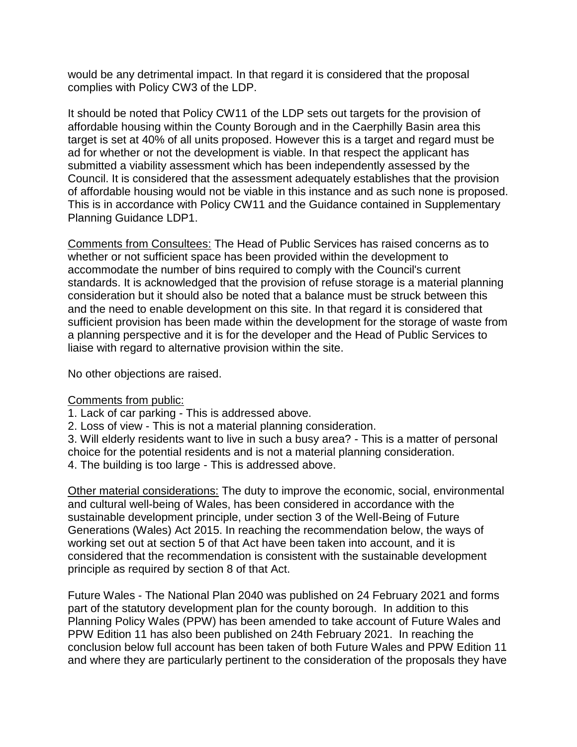would be any detrimental impact. In that regard it is considered that the proposal complies with Policy CW3 of the LDP.

It should be noted that Policy CW11 of the LDP sets out targets for the provision of affordable housing within the County Borough and in the Caerphilly Basin area this target is set at 40% of all units proposed. However this is a target and regard must be ad for whether or not the development is viable. In that respect the applicant has submitted a viability assessment which has been independently assessed by the Council. It is considered that the assessment adequately establishes that the provision of affordable housing would not be viable in this instance and as such none is proposed. This is in accordance with Policy CW11 and the Guidance contained in Supplementary Planning Guidance LDP1.

<u>Comments from Consultees:</u> The Head of Public Services has raised concerns as to whether or not sufficient space has been provided within the development to accommodate the number of bins required to comply with the Council's current standards. It is acknowledged that the provision of refuse storage is a material planning consideration but it should also be noted that a balance must be struck between this and the need to enable development on this site. In that regard it is considered that sufficient provision has been made within the development for the storage of waste from a planning perspective and it is for the developer and the Head of Public Services to liaise with regard to alternative provision within the site.

No other objections are raised.

<u>Comments from public:</u>

1. Lack of car parking - This is addressed above.
2. Loss of view - This is not a material planning consideration.
3. Will elderly residents want to live in such a busy area? - This is a matter of personal choice for the potential residents and is not a material planning consideration.
4. The building is too large - This is addressed above.

<u>Other material considerations:</u> The duty to improve the economic, social, environmental and cultural well-being of Wales, has been considered in accordance with the sustainable development principle, under section 3 of the Well-Being of Future Generations (Wales) Act 2015. In reaching the recommendation below, the ways of working set out at section 5 of that Act have been taken into account, and it is considered that the recommendation is consistent with the sustainable development principle as required by section 8 of that Act.

Future Wales - The National Plan 2040 was published on 24 February 2021 and forms part of the statutory development plan for the county borough. In addition to this Planning Policy Wales (PPW) has been amended to take account of Future Wales and PPW Edition 11 has also been published on 24th February 2021. In reaching the conclusion below full account has been taken of both Future Wales and PPW Edition 11 and where they are particularly pertinent to the consideration of the proposals they have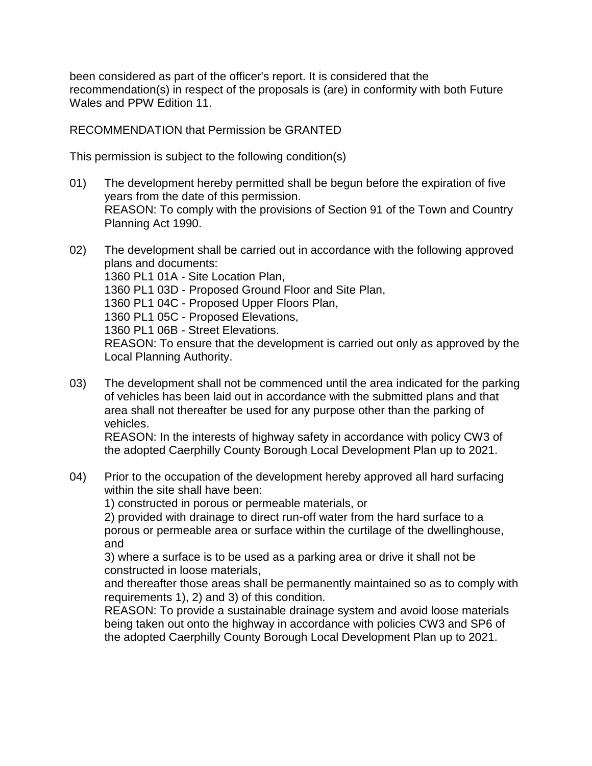been considered as part of the officer's report. It is considered that the recommendation(s) in respect of the proposals is (are) in conformity with both Future Wales and PPW Edition 11.

RECOMMENDATION that Permission be GRANTED

This permission is subject to the following condition(s)

01) The development hereby permitted shall be begun before the expiration of five years from the date of this permission.
REASON: To comply with the provisions of Section 91 of the Town and Country Planning Act 1990.

02) The development shall be carried out in accordance with the following approved plans and documents:
1360 PL1 01A - Site Location Plan,
1360 PL1 03D - Proposed Ground Floor and Site Plan,
1360 PL1 04C - Proposed Upper Floors Plan,
1360 PL1 05C - Proposed Elevations,
1360 PL1 06B - Street Elevations.
REASON: To ensure that the development is carried out only as approved by the Local Planning Authority.

03) The development shall not be commenced until the area indicated for the parking of vehicles has been laid out in accordance with the submitted plans and that area shall not thereafter be used for any purpose other than the parking of vehicles.
REASON: In the interests of highway safety in accordance with policy CW3 of the adopted Caerphilly County Borough Local Development Plan up to 2021.

04) Prior to the occupation of the development hereby approved all hard surfacing within the site shall have been:
1) constructed in porous or permeable materials, or
2) provided with drainage to direct run-off water from the hard surface to a porous or permeable area or surface within the curtilage of the dwellinghouse, and
3) where a surface is to be used as a parking area or drive it shall not be constructed in loose materials,
and thereafter those areas shall be permanently maintained so as to comply with requirements 1), 2) and 3) of this condition.
REASON: To provide a sustainable drainage system and avoid loose materials being taken out onto the highway in accordance with policies CW3 and SP6 of the adopted Caerphilly County Borough Local Development Plan up to 2021.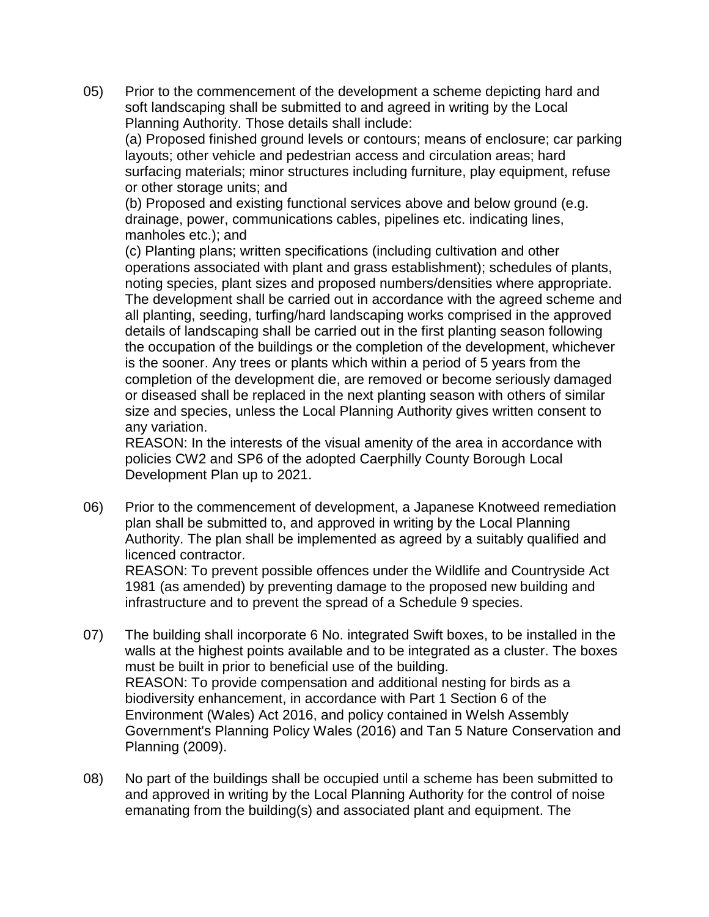05) Prior to the commencement of the development a scheme depicting hard and soft landscaping shall be submitted to and agreed in writing by the Local Planning Authority. Those details shall include:
(a) Proposed finished ground levels or contours; means of enclosure; car parking layouts; other vehicle and pedestrian access and circulation areas; hard surfacing materials; minor structures including furniture, play equipment, refuse or other storage units; and
(b) Proposed and existing functional services above and below ground (e.g. drainage, power, communications cables, pipelines etc. indicating lines, manholes etc.); and
(c) Planting plans; written specifications (including cultivation and other operations associated with plant and grass establishment); schedules of plants, noting species, plant sizes and proposed numbers/densities where appropriate.
The development shall be carried out in accordance with the agreed scheme and all planting, seeding, turfing/hard landscaping works comprised in the approved details of landscaping shall be carried out in the first planting season following the occupation of the buildings or the completion of the development, whichever is the sooner. Any trees or plants which within a period of 5 years from the completion of the development die, are removed or become seriously damaged or diseased shall be replaced in the next planting season with others of similar size and species, unless the Local Planning Authority gives written consent to any variation.
REASON: In the interests of the visual amenity of the area in accordance with policies CW2 and SP6 of the adopted Caerphilly County Borough Local Development Plan up to 2021.

06) Prior to the commencement of development, a Japanese Knotweed remediation plan shall be submitted to, and approved in writing by the Local Planning Authority. The plan shall be implemented as agreed by a suitably qualified and licenced contractor.
REASON: To prevent possible offences under the Wildlife and Countryside Act 1981 (as amended) by preventing damage to the proposed new building and infrastructure and to prevent the spread of a Schedule 9 species.

07) The building shall incorporate 6 No. integrated Swift boxes, to be installed in the walls at the highest points available and to be integrated as a cluster. The boxes must be built in prior to beneficial use of the building.
REASON: To provide compensation and additional nesting for birds as a biodiversity enhancement, in accordance with Part 1 Section 6 of the Environment (Wales) Act 2016, and policy contained in Welsh Assembly Government's Planning Policy Wales (2016) and Tan 5 Nature Conservation and Planning (2009).

08) No part of the buildings shall be occupied until a scheme has been submitted to and approved in writing by the Local Planning Authority for the control of noise emanating from the building(s) and associated plant and equipment. The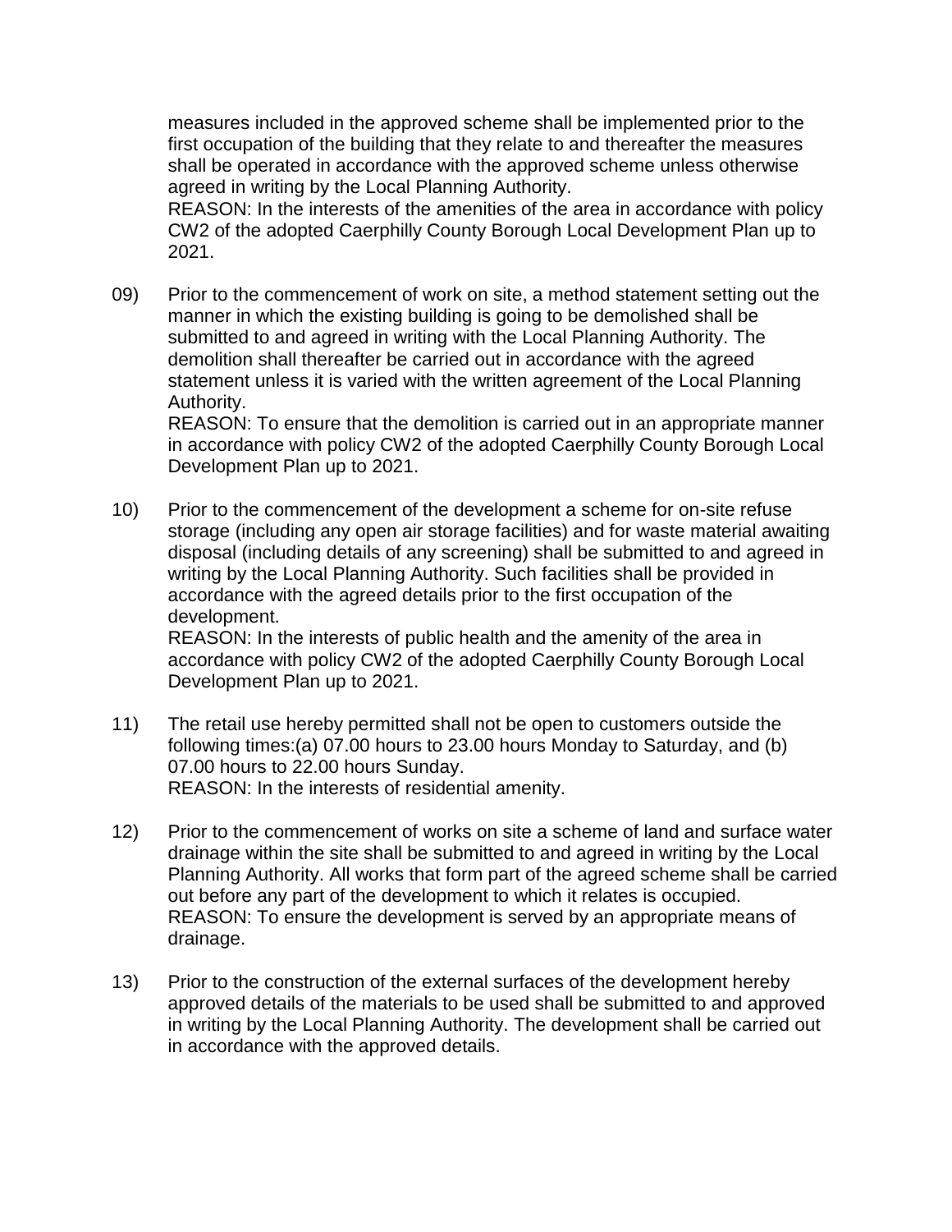measures included in the approved scheme shall be implemented prior to the first occupation of the building that they relate to and thereafter the measures shall be operated in accordance with the approved scheme unless otherwise agreed in writing by the Local Planning Authority.
REASON: In the interests of the amenities of the area in accordance with policy CW2 of the adopted Caerphilly County Borough Local Development Plan up to 2021.

09) Prior to the commencement of work on site, a method statement setting out the manner in which the existing building is going to be demolished shall be submitted to and agreed in writing with the Local Planning Authority. The demolition shall thereafter be carried out in accordance with the agreed statement unless it is varied with the written agreement of the Local Planning Authority.
REASON: To ensure that the demolition is carried out in an appropriate manner in accordance with policy CW2 of the adopted Caerphilly County Borough Local Development Plan up to 2021.

10) Prior to the commencement of the development a scheme for on-site refuse storage (including any open air storage facilities) and for waste material awaiting disposal (including details of any screening) shall be submitted to and agreed in writing by the Local Planning Authority. Such facilities shall be provided in accordance with the agreed details prior to the first occupation of the development.
REASON: In the interests of public health and the amenity of the area in accordance with policy CW2 of the adopted Caerphilly County Borough Local Development Plan up to 2021.

11) The retail use hereby permitted shall not be open to customers outside the following times:(a) 07.00 hours to 23.00 hours Monday to Saturday, and (b) 07.00 hours to 22.00 hours Sunday.
REASON: In the interests of residential amenity.

12) Prior to the commencement of works on site a scheme of land and surface water drainage within the site shall be submitted to and agreed in writing by the Local Planning Authority. All works that form part of the agreed scheme shall be carried out before any part of the development to which it relates is occupied.
REASON: To ensure the development is served by an appropriate means of drainage.

13) Prior to the construction of the external surfaces of the development hereby approved details of the materials to be used shall be submitted to and approved in writing by the Local Planning Authority. The development shall be carried out in accordance with the approved details.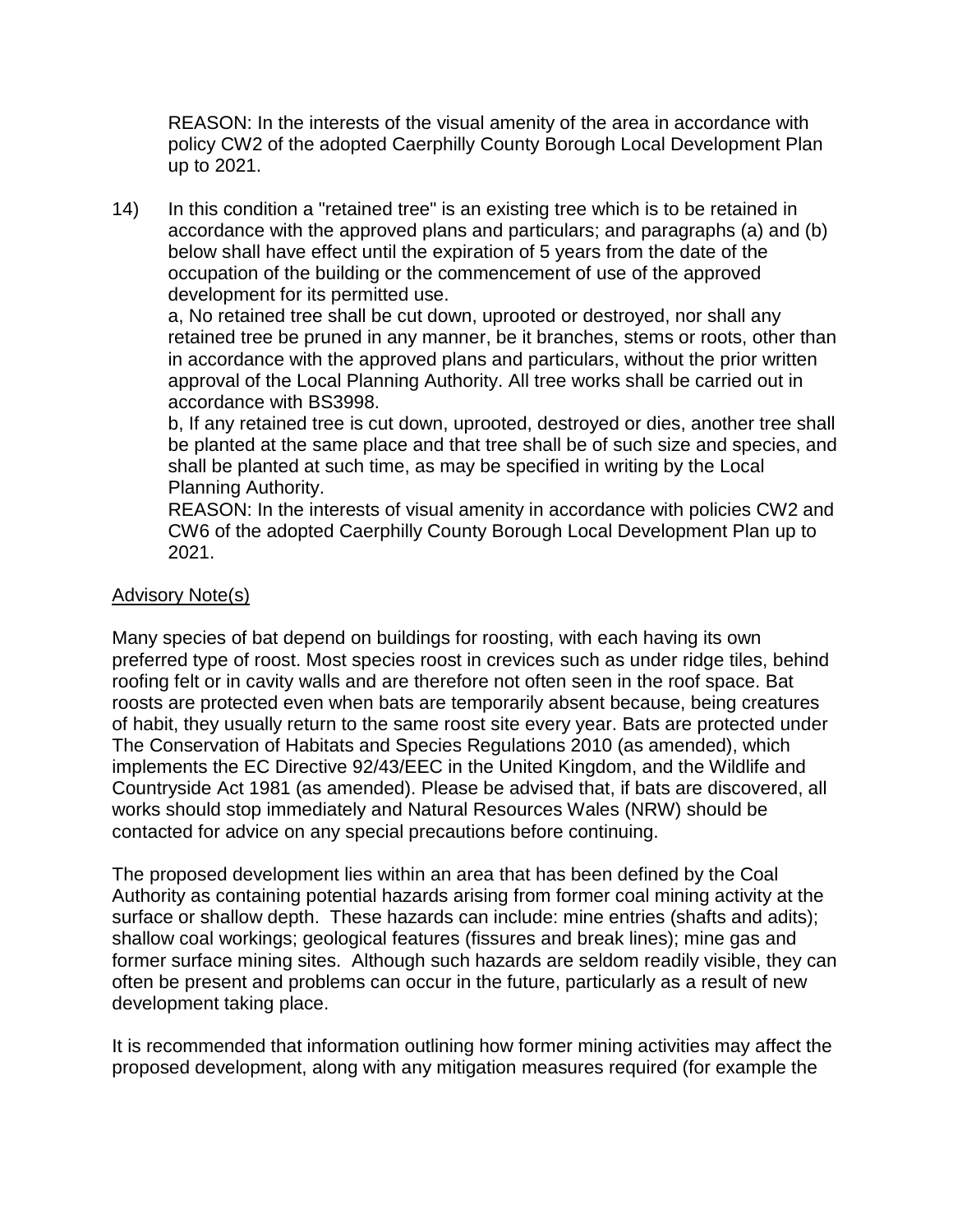REASON: In the interests of the visual amenity of the area in accordance with policy CW2 of the adopted Caerphilly County Borough Local Development Plan up to 2021.

14) In this condition a "retained tree" is an existing tree which is to be retained in accordance with the approved plans and particulars; and paragraphs (a) and (b) below shall have effect until the expiration of 5 years from the date of the occupation of the building or the commencement of use of the approved development for its permitted use.

    a, No retained tree shall be cut down, uprooted or destroyed, nor shall any retained tree be pruned in any manner, be it branches, stems or roots, other than in accordance with the approved plans and particulars, without the prior written approval of the Local Planning Authority. All tree works shall be carried out in accordance with BS3998.

    b, If any retained tree is cut down, uprooted, destroyed or dies, another tree shall be planted at the same place and that tree shall be of such size and species, and shall be planted at such time, as may be specified in writing by the Local Planning Authority.

    REASON: In the interests of visual amenity in accordance with policies CW2 and CW6 of the adopted Caerphilly County Borough Local Development Plan up to 2021.

<u>Advisory Note(s)</u>

Many species of bat depend on buildings for roosting, with each having its own preferred type of roost. Most species roost in crevices such as under ridge tiles, behind roofing felt or in cavity walls and are therefore not often seen in the roof space. Bat roosts are protected even when bats are temporarily absent because, being creatures of habit, they usually return to the same roost site every year. Bats are protected under The Conservation of Habitats and Species Regulations 2010 (as amended), which implements the EC Directive 92/43/EEC in the United Kingdom, and the Wildlife and Countryside Act 1981 (as amended). Please be advised that, if bats are discovered, all works should stop immediately and Natural Resources Wales (NRW) should be contacted for advice on any special precautions before continuing.

The proposed development lies within an area that has been defined by the Coal Authority as containing potential hazards arising from former coal mining activity at the surface or shallow depth. These hazards can include: mine entries (shafts and adits); shallow coal workings; geological features (fissures and break lines); mine gas and former surface mining sites. Although such hazards are seldom readily visible, they can often be present and problems can occur in the future, particularly as a result of new development taking place.

It is recommended that information outlining how former mining activities may affect the proposed development, along with any mitigation measures required (for example the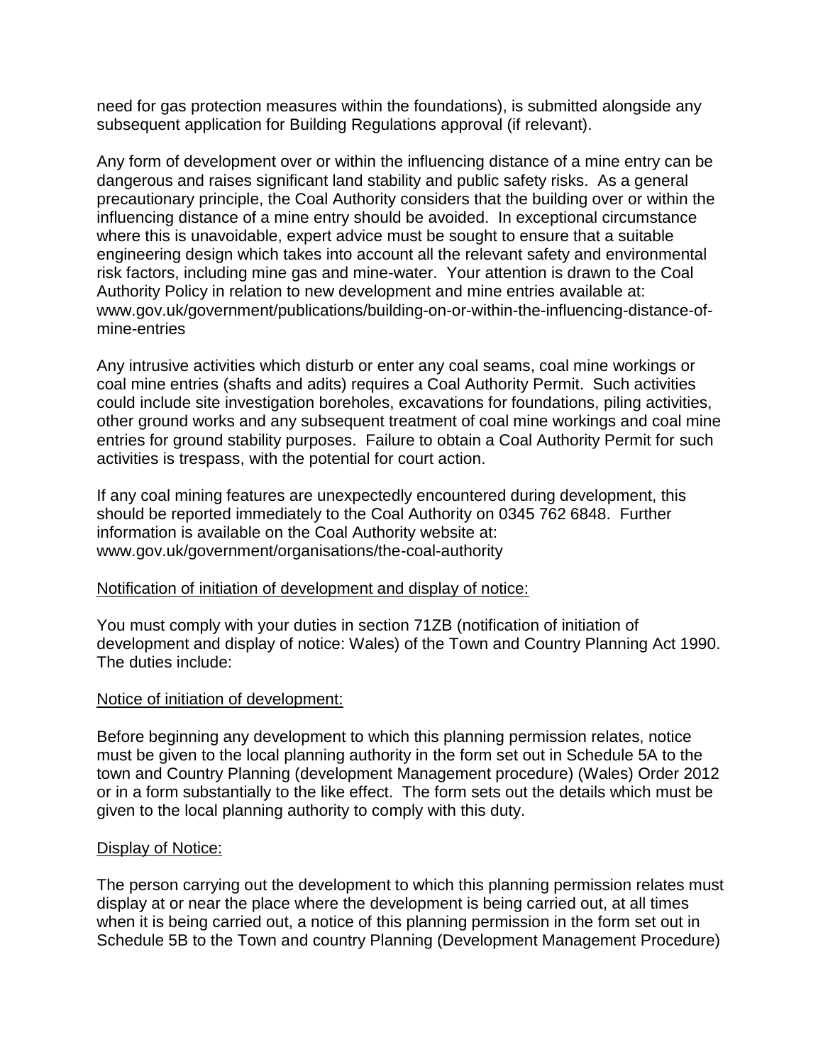need for gas protection measures within the foundations), is submitted alongside any subsequent application for Building Regulations approval (if relevant).

Any form of development over or within the influencing distance of a mine entry can be dangerous and raises significant land stability and public safety risks. As a general precautionary principle, the Coal Authority considers that the building over or within the influencing distance of a mine entry should be avoided. In exceptional circumstance where this is unavoidable, expert advice must be sought to ensure that a suitable engineering design which takes into account all the relevant safety and environmental risk factors, including mine gas and mine-water. Your attention is drawn to the Coal Authority Policy in relation to new development and mine entries available at: www.gov.uk/government/publications/building-on-or-within-the-influencing-distance-of-mine-entries

Any intrusive activities which disturb or enter any coal seams, coal mine workings or coal mine entries (shafts and adits) requires a Coal Authority Permit. Such activities could include site investigation boreholes, excavations for foundations, piling activities, other ground works and any subsequent treatment of coal mine workings and coal mine entries for ground stability purposes. Failure to obtain a Coal Authority Permit for such activities is trespass, with the potential for court action.

If any coal mining features are unexpectedly encountered during development, this should be reported immediately to the Coal Authority on 0345 762 6848. Further information is available on the Coal Authority website at: www.gov.uk/government/organisations/the-coal-authority

<u>Notification of initiation of development and display of notice:</u>

You must comply with your duties in section 71ZB (notification of initiation of development and display of notice: Wales) of the Town and Country Planning Act 1990. The duties include:

<u>Notice of initiation of development:</u>

Before beginning any development to which this planning permission relates, notice must be given to the local planning authority in the form set out in Schedule 5A to the town and Country Planning (development Management procedure) (Wales) Order 2012 or in a form substantially to the like effect. The form sets out the details which must be given to the local planning authority to comply with this duty.

<u>Display of Notice:</u>

The person carrying out the development to which this planning permission relates must display at or near the place where the development is being carried out, at all times when it is being carried out, a notice of this planning permission in the form set out in Schedule 5B to the Town and country Planning (Development Management Procedure)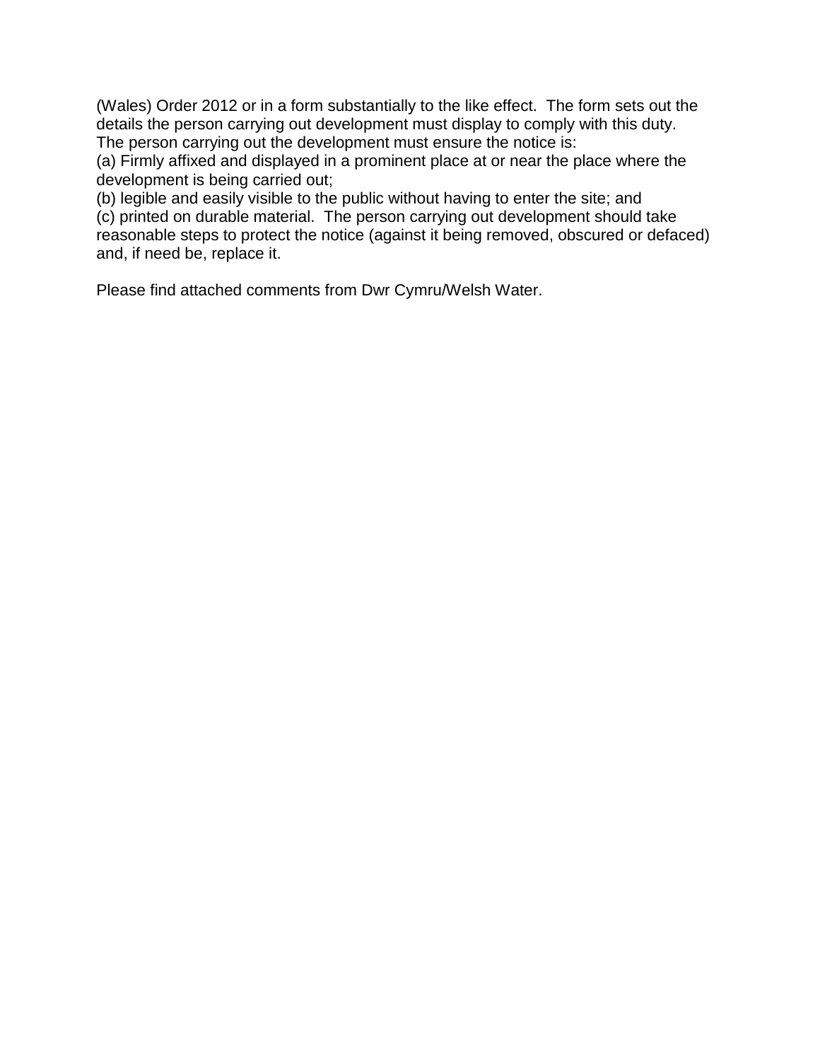(Wales) Order 2012 or in a form substantially to the like effect.  The form sets out the details the person carrying out development must display to comply with this duty. The person carrying out the development must ensure the notice is:

(a) Firmly affixed and displayed in a prominent place at or near the place where the development is being carried out;

(b) legible and easily visible to the public without having to enter the site; and

(c) printed on durable material.  The person carrying out development should take reasonable steps to protect the notice (against it being removed, obscured or defaced) and, if need be, replace it.

Please find attached comments from Dwr Cymru/Welsh Water.